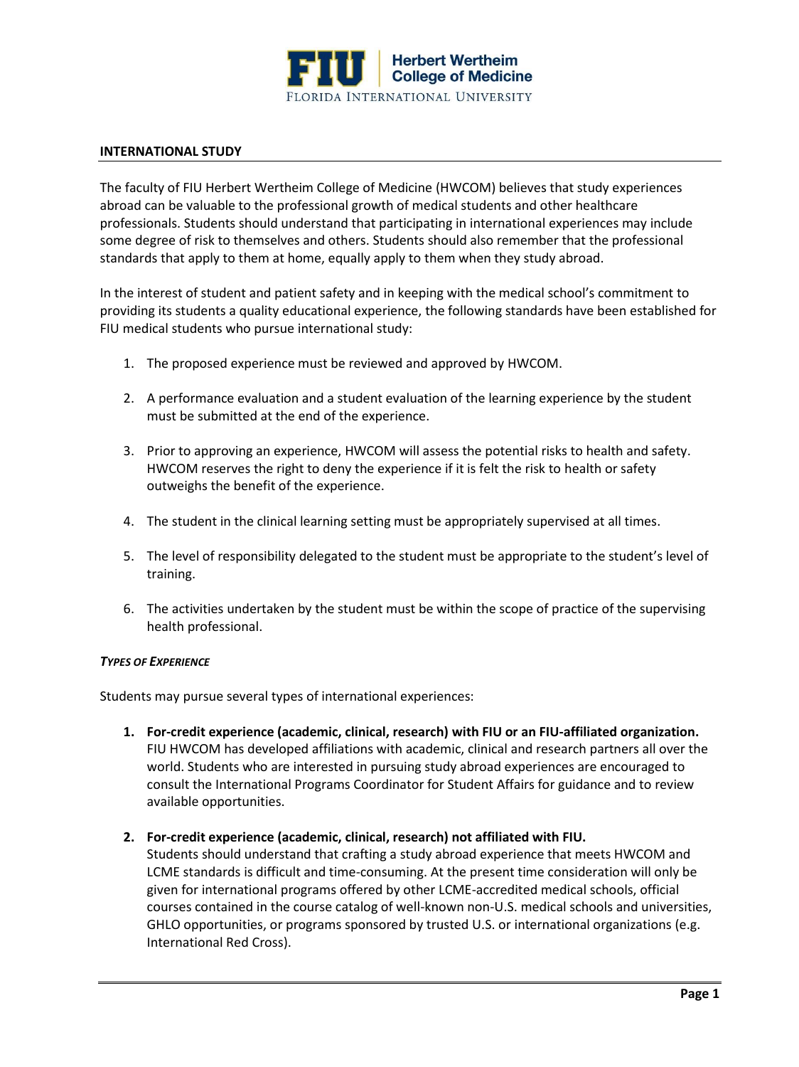## INTERNATIONAL STUDY

The faculty of FIU Herbert Wertheim College of Medicine (HWCOM) believes that study experiences abroad can be valuable to the professional growth of medical students and other healthcare professionals. Students should understand that participating in international experiences may include some degree of risk to themselves and others. Students should also remember that the professional standards that apply to them at home, equally apply to them when they study abroad.

In the interest of student and patient safety and in keeping with the medical school's commitment to providing its students a quality educational experience, the following standards have been established for FIU medical students who pursue international study:

1. The proposed experience must be reviewed and approved by HWCOM.
2. A performance evaluation and a student evaluation of the learning experience by the student must be submitted at the end of the experience.
3. Prior to approving an experience, HWCOM will assess the potential risks to health and safety. HWCOM reserves the right to deny the experience if it is felt the risk to health or safety outweighs the benefit of the experience.
4. The student in the clinical learning setting must be appropriately supervised at all times.
5. The level of responsibility delegated to the student must be appropriate to the student's level of training.
6. The activities undertaken by the student must be within the scope of practice of the supervising health professional.

### *Types of Experience*

Students may pursue several types of international experiences:

1. **For-credit experience (academic, clinical, research) with FIU or an FIU-affiliated organization.** FIU HWCOM has developed affiliations with academic, clinical and research partners all over the world. Students who are interested in pursuing study abroad experiences are encouraged to consult the International Programs Coordinator for Student Affairs for guidance and to review available opportunities.
2. **For-credit experience (academic, clinical, research) not affiliated with FIU.** Students should understand that crafting a study abroad experience that meets HWCOM and LCME standards is difficult and time-consuming. At the present time consideration will only be given for international programs offered by other LCME-accredited medical schools, official courses contained in the course catalog of well-known non-U.S. medical schools and universities, GHLO opportunities, or programs sponsored by trusted U.S. or international organizations (e.g. International Red Cross).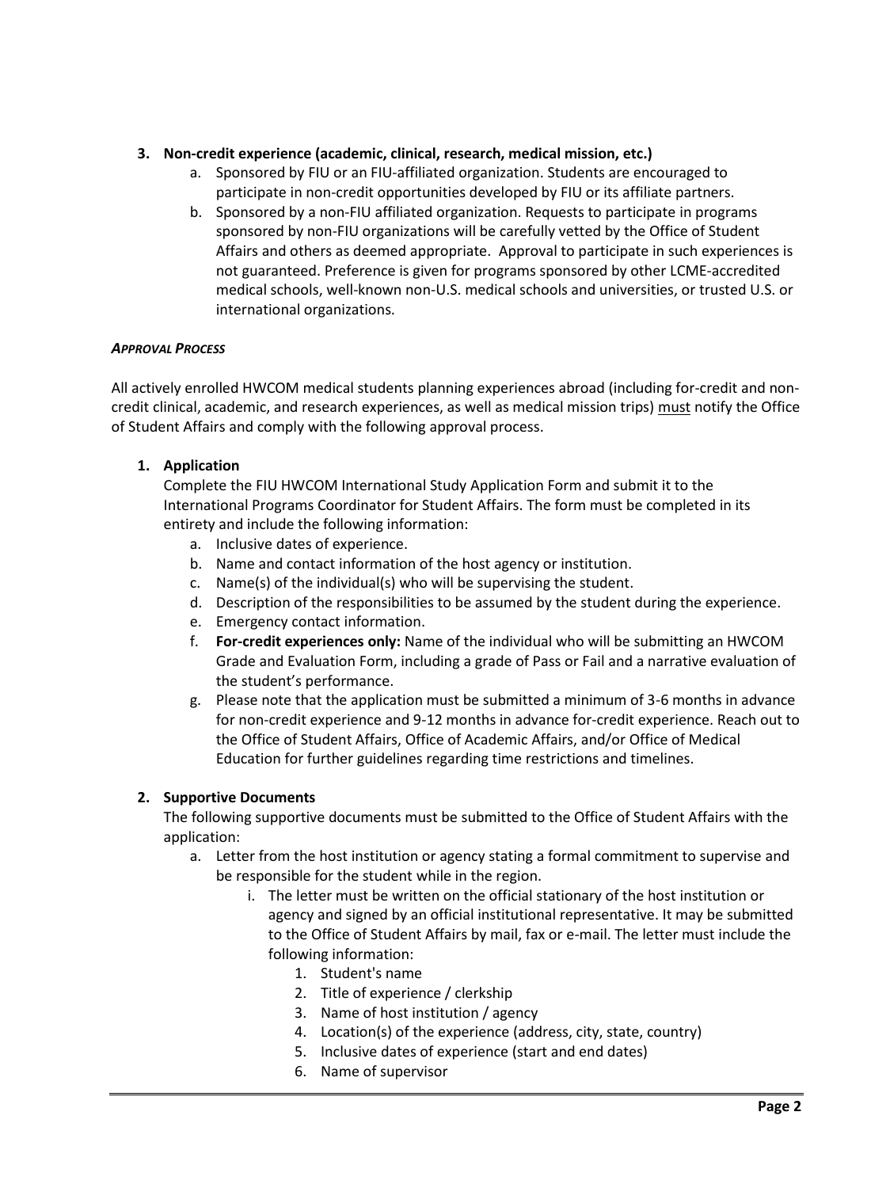3. **Non-credit experience (academic, clinical, research, medical mission, etc.)**
    a. Sponsored by FIU or an FIU-affiliated organization. Students are encouraged to participate in non-credit opportunities developed by FIU or its affiliate partners.
    b. Sponsored by a non-FIU affiliated organization. Requests to participate in programs sponsored by non-FIU organizations will be carefully vetted by the Office of Student Affairs and others as deemed appropriate. Approval to participate in such experiences is not guaranteed. Preference is given for programs sponsored by other LCME-accredited medical schools, well-known non-U.S. medical schools and universities, or trusted U.S. or international organizations.

***APPROVAL PROCESS***

All actively enrolled HWCOM medical students planning experiences abroad (including for-credit and non-credit clinical, academic, and research experiences, as well as medical mission trips) must notify the Office of Student Affairs and comply with the following approval process.

1. **Application**
   Complete the FIU HWCOM International Study Application Form and submit it to the International Programs Coordinator for Student Affairs. The form must be completed in its entirety and include the following information:
    a. Inclusive dates of experience.
    b. Name and contact information of the host agency or institution.
    c. Name(s) of the individual(s) who will be supervising the student.
    d. Description of the responsibilities to be assumed by the student during the experience.
    e. Emergency contact information.
    f. **For-credit experiences only:** Name of the individual who will be submitting an HWCOM Grade and Evaluation Form, including a grade of Pass or Fail and a narrative evaluation of the student's performance.
    g. Please note that the application must be submitted a minimum of 3-6 months in advance for non-credit experience and 9-12 months in advance for-credit experience. Reach out to the Office of Student Affairs, Office of Academic Affairs, and/or Office of Medical Education for further guidelines regarding time restrictions and timelines.

2. **Supportive Documents**
   The following supportive documents must be submitted to the Office of Student Affairs with the application:
    a. Letter from the host institution or agency stating a formal commitment to supervise and be responsible for the student while in the region.
        i. The letter must be written on the official stationary of the host institution or agency and signed by an official institutional representative. It may be submitted to the Office of Student Affairs by mail, fax or e-mail. The letter must include the following information:
            1. Student's name
            2. Title of experience / clerkship
            3. Name of host institution / agency
            4. Location(s) of the experience (address, city, state, country)
            5. Inclusive dates of experience (start and end dates)
            6. Name of supervisor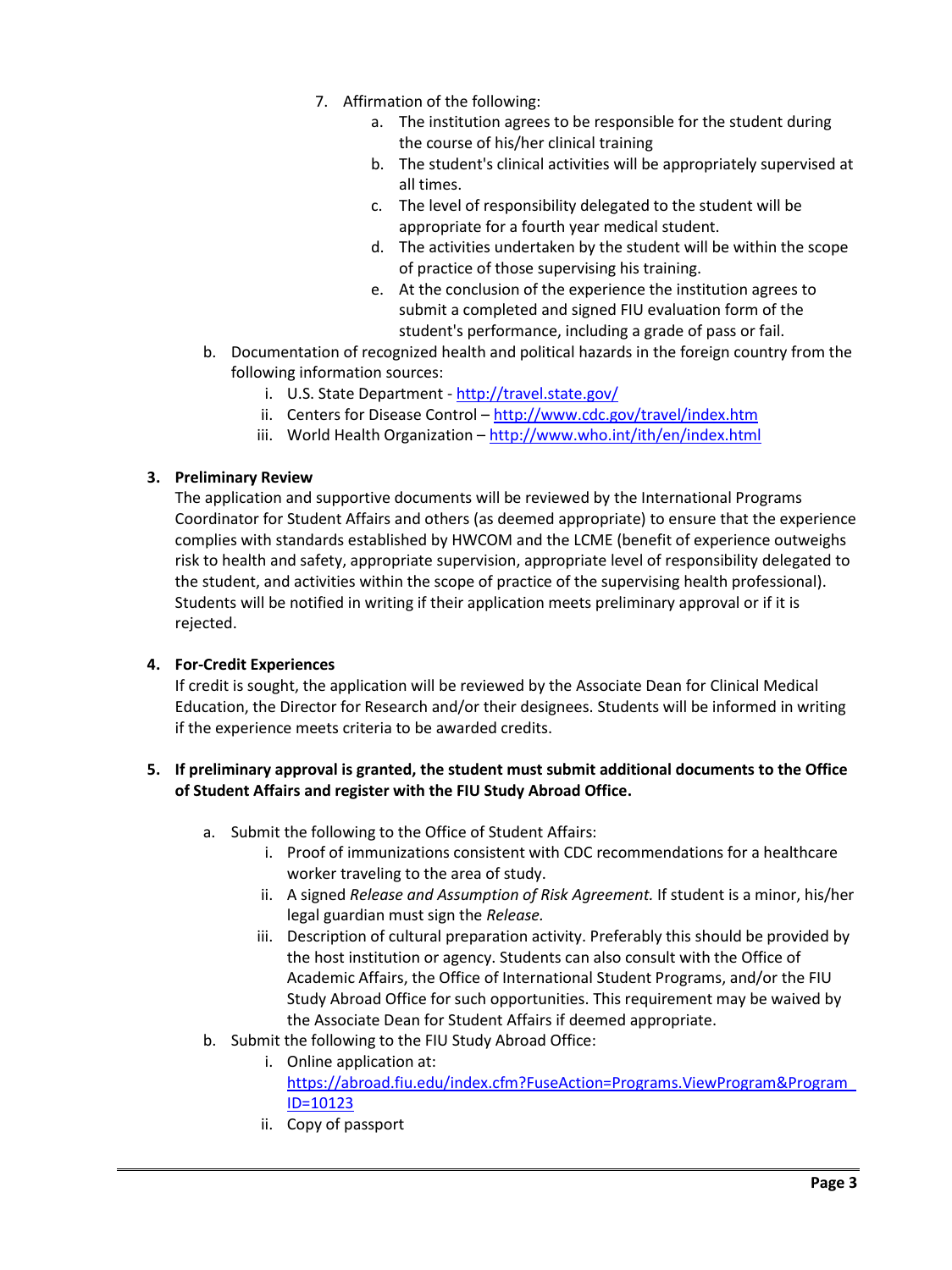7. Affirmation of the following:
    a. The institution agrees to be responsible for the student during the course of his/her clinical training
    b. The student's clinical activities will be appropriately supervised at all times.
    c. The level of responsibility delegated to the student will be appropriate for a fourth year medical student.
    d. The activities undertaken by the student will be within the scope of practice of those supervising his training.
    e. At the conclusion of the experience the institution agrees to submit a completed and signed FIU evaluation form of the student's performance, including a grade of pass or fail.

b. Documentation of recognized health and political hazards in the foreign country from the following information sources:
    i. U.S. State Department - http://travel.state.gov/
    ii. Centers for Disease Control – http://www.cdc.gov/travel/index.htm
    iii. World Health Organization – http://www.who.int/ith/en/index.html

**3. Preliminary Review**

The application and supportive documents will be reviewed by the International Programs Coordinator for Student Affairs and others (as deemed appropriate) to ensure that the experience complies with standards established by HWCOM and the LCME (benefit of experience outweighs risk to health and safety, appropriate supervision, appropriate level of responsibility delegated to the student, and activities within the scope of practice of the supervising health professional). Students will be notified in writing if their application meets preliminary approval or if it is rejected.

**4. For-Credit Experiences**

If credit is sought, the application will be reviewed by the Associate Dean for Clinical Medical Education, the Director for Research and/or their designees. Students will be informed in writing if the experience meets criteria to be awarded credits.

**5. If preliminary approval is granted, the student must submit additional documents to the Office of Student Affairs and register with the FIU Study Abroad Office.**

a. Submit the following to the Office of Student Affairs:
    i. Proof of immunizations consistent with CDC recommendations for a healthcare worker traveling to the area of study.
    ii. A signed *Release and Assumption of Risk Agreement.* If student is a minor, his/her legal guardian must sign the *Release.*
    iii. Description of cultural preparation activity. Preferably this should be provided by the host institution or agency. Students can also consult with the Office of Academic Affairs, the Office of International Student Programs, and/or the FIU Study Abroad Office for such opportunities. This requirement may be waived by the Associate Dean for Student Affairs if deemed appropriate.

b. Submit the following to the FIU Study Abroad Office:
    i. Online application at: https://abroad.fiu.edu/index.cfm?FuseAction=Programs.ViewProgram&Program_ID=10123
    ii. Copy of passport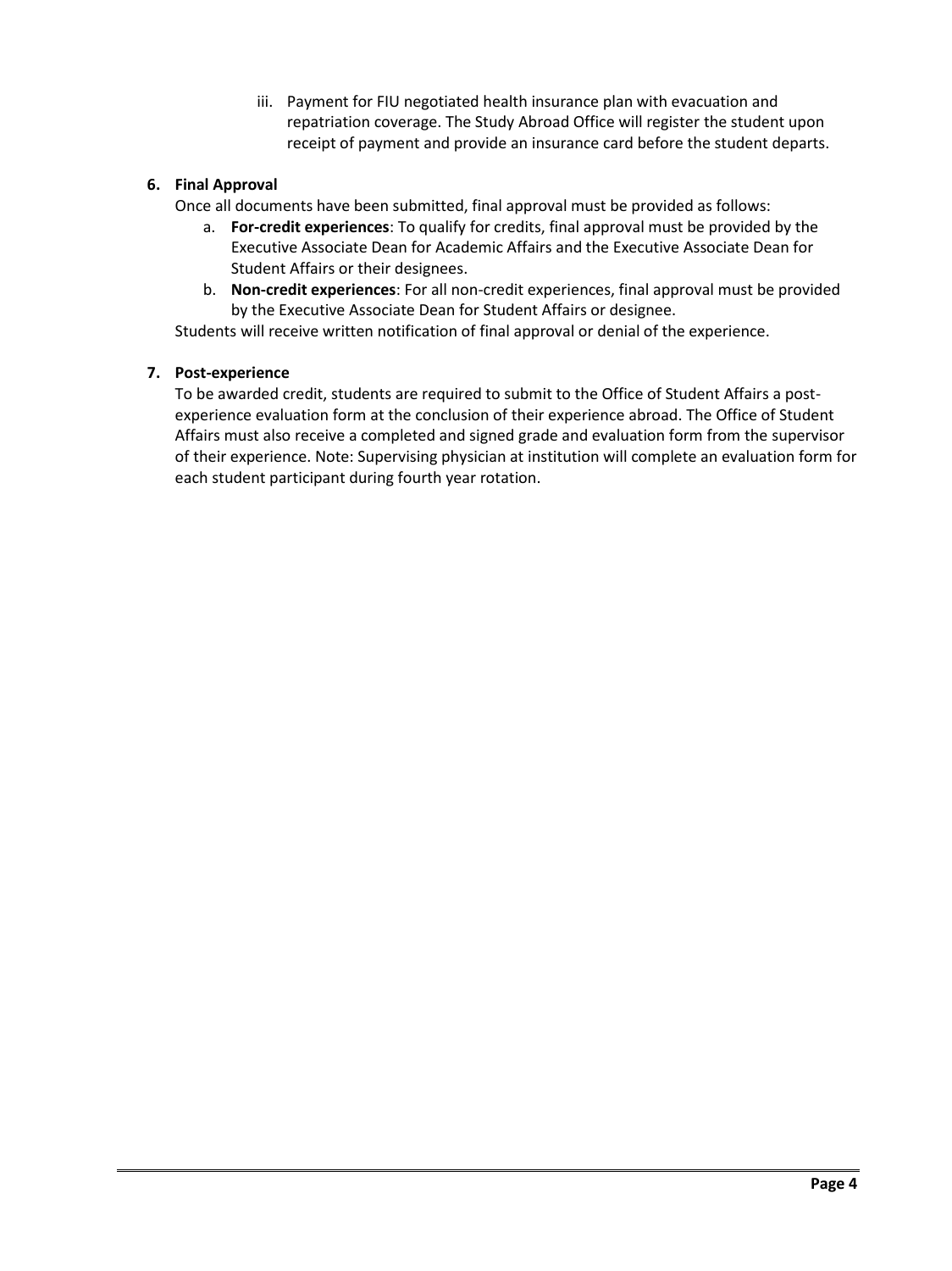iii. Payment for FIU negotiated health insurance plan with evacuation and repatriation coverage. The Study Abroad Office will register the student upon receipt of payment and provide an insurance card before the student departs.

**6. Final Approval**

Once all documents have been submitted, final approval must be provided as follows:

a. **For-credit experiences**: To qualify for credits, final approval must be provided by the Executive Associate Dean for Academic Affairs and the Executive Associate Dean for Student Affairs or their designees.

b. **Non-credit experiences**: For all non-credit experiences, final approval must be provided by the Executive Associate Dean for Student Affairs or designee.

Students will receive written notification of final approval or denial of the experience.

**7. Post-experience**

To be awarded credit, students are required to submit to the Office of Student Affairs a post-experience evaluation form at the conclusion of their experience abroad. The Office of Student Affairs must also receive a completed and signed grade and evaluation form from the supervisor of their experience. Note: Supervising physician at institution will complete an evaluation form for each student participant during fourth year rotation.